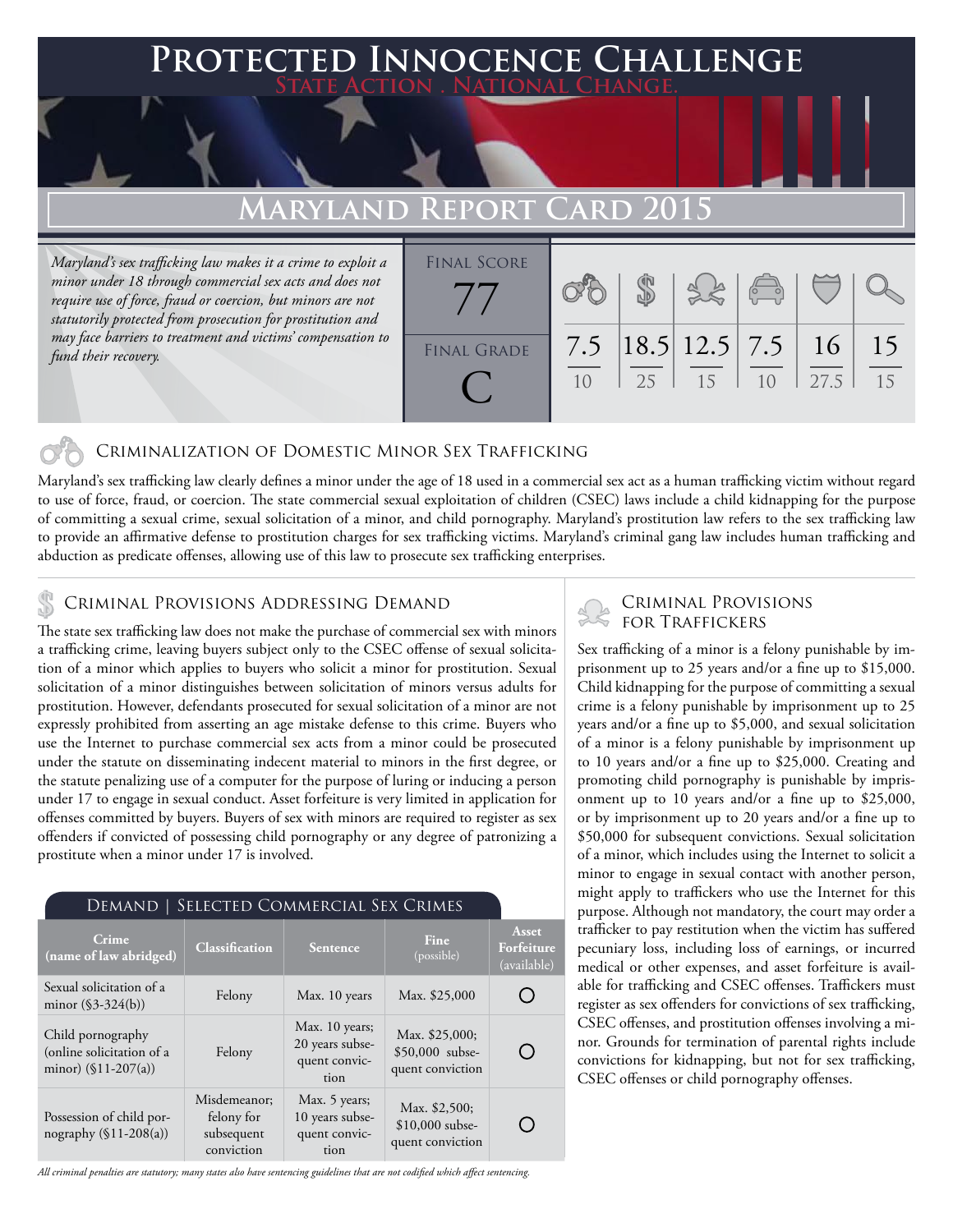# Protected Innocence Challenge

State Action . National Change.

## Maryland Report Card 2015

*Maryland's sex trafficking law makes it a crime to exploit a minor under 18 through commercial sex acts and does not require use of force, fraud or coercion, but minors are not statutorily protected from prosecution for prostitution and may face barriers to treatment and victims' compensation to fund their recovery.*

| Final Score | Final Grade |
|---|---|
| 77 | C |

| Criminalization | Demand | Traffickers | Facilitators | Protection | Investigation |
|---|---|---|---|---|---|
| 7.5 / 10 | 18.5 / 25 | 12.5 / 15 | 7.5 / 10 | 16 / 27.5 | 15 / 15 |

### Criminalization of Domestic Minor Sex Trafficking

Maryland's sex trafficking law clearly defines a minor under the age of 18 used in a commercial sex act as a human trafficking victim without regard to use of force, fraud, or coercion. The state commercial sexual exploitation of children (CSEC) laws include a child kidnapping for the purpose of committing a sexual crime, sexual solicitation of a minor, and child pornography. Maryland's prostitution law refers to the sex trafficking law to provide an affirmative defense to prostitution charges for sex trafficking victims. Maryland's criminal gang law includes human trafficking and abduction as predicate offenses, allowing use of this law to prosecute sex trafficking enterprises.

### Criminal Provisions Addressing Demand

The state sex trafficking law does not make the purchase of commercial sex with minors a trafficking crime, leaving buyers subject only to the CSEC offense of sexual solicitation of a minor which applies to buyers who solicit a minor for prostitution. Sexual solicitation of a minor distinguishes between solicitation of minors versus adults for prostitution. However, defendants prosecuted for sexual solicitation of a minor are not expressly prohibited from asserting an age mistake defense to this crime. Buyers who use the Internet to purchase commercial sex acts from a minor could be prosecuted under the statute on disseminating indecent material to minors in the first degree, or the statute penalizing use of a computer for the purpose of luring or inducing a person under 17 to engage in sexual conduct. Asset forfeiture is very limited in application for offenses committed by buyers. Buyers of sex with minors are required to register as sex offenders if convicted of possessing child pornography or any degree of patronizing a prostitute when a minor under 17 is involved.

**Demand | Selected Commercial Sex Crimes**

| Crime (name of law abridged) | Classification | Sentence | Fine (possible) | Asset Forfeiture (available) |
|---|---|---|---|---|
| Sexual solicitation of a minor (§3-324(b)) | Felony | Max. 10 years | Max. $25,000 | ○ |
| Child pornography (online solicitation of a minor) (§11-207(a)) | Felony | Max. 10 years; 20 years subsequent conviction | Max. $25,000; $50,000 subsequent conviction | ○ |
| Possession of child pornography (§11-208(a)) | Misdemeanor; felony for subsequent conviction | Max. 5 years; 10 years subsequent conviction | Max. $2,500; $10,000 subsequent conviction | ○ |

*All criminal penalties are statutory; many states also have sentencing guidelines that are not codified which affect sentencing.*

### Criminal Provisions for Traffickers

Sex trafficking of a minor is a felony punishable by imprisonment up to 25 years and/or a fine up to $15,000. Child kidnapping for the purpose of committing a sexual crime is a felony punishable by imprisonment up to 25 years and/or a fine up to $5,000, and sexual solicitation of a minor is a felony punishable by imprisonment up to 10 years and/or a fine up to $25,000. Creating and promoting child pornography is punishable by imprisonment up to 10 years and/or a fine up to $25,000, or by imprisonment up to 20 years and/or a fine up to $50,000 for subsequent convictions. Sexual solicitation of a minor, which includes using the Internet to solicit a minor to engage in sexual contact with another person, might apply to traffickers who use the Internet for this purpose. Although not mandatory, the court may order a trafficker to pay restitution when the victim has suffered pecuniary loss, including loss of earnings, or incurred medical or other expenses, and asset forfeiture is available for trafficking and CSEC offenses. Traffickers must register as sex offenders for convictions of sex trafficking, CSEC offenses, and prostitution offenses involving a minor. Grounds for termination of parental rights include convictions for kidnapping, but not for sex trafficking, CSEC offenses or child pornography offenses.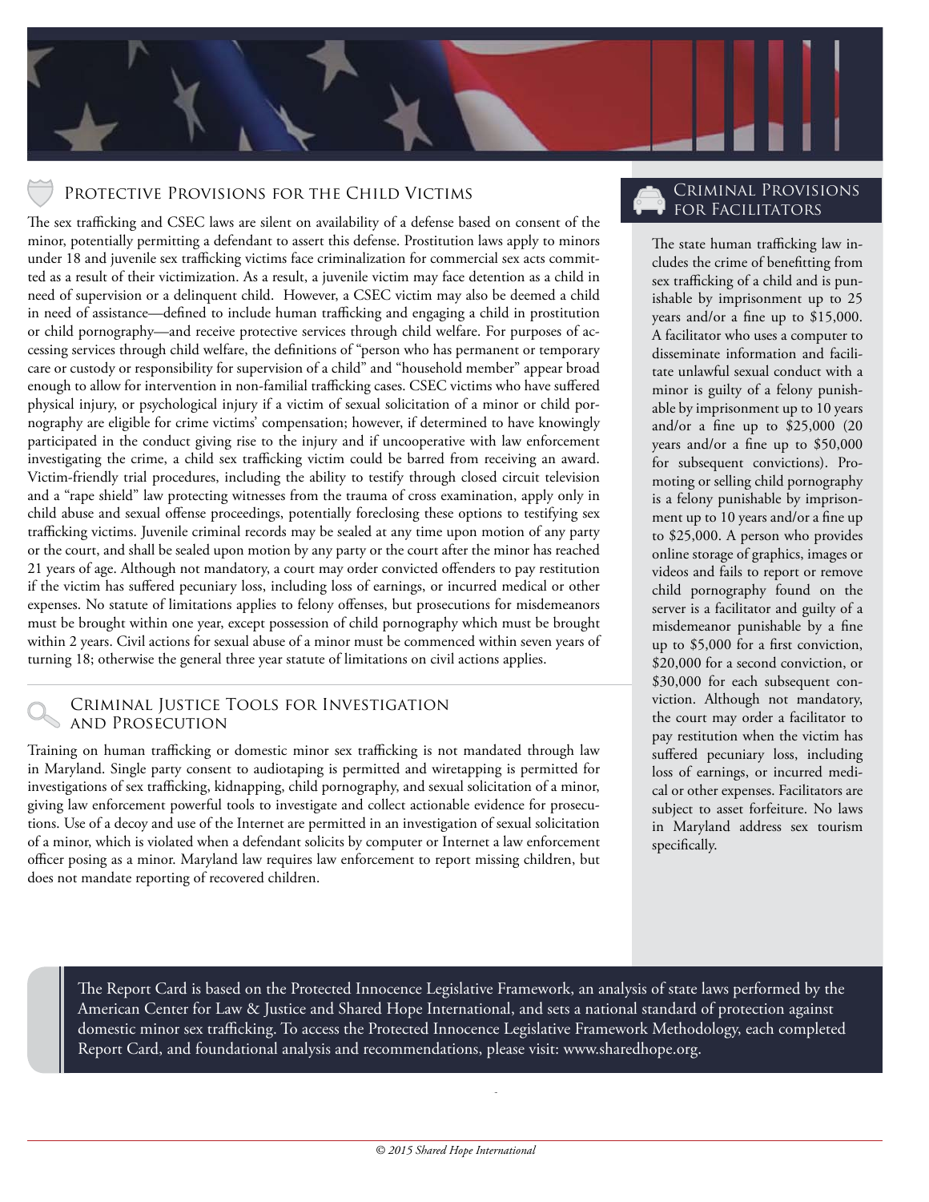## Protective Provisions for the Child Victims

The sex trafficking and CSEC laws are silent on availability of a defense based on consent of the minor, potentially permitting a defendant to assert this defense. Prostitution laws apply to minors under 18 and juvenile sex trafficking victims face criminalization for commercial sex acts committed as a result of their victimization. As a result, a juvenile victim may face detention as a child in need of supervision or a delinquent child. However, a CSEC victim may also be deemed a child in need of assistance—defined to include human trafficking and engaging a child in prostitution or child pornography—and receive protective services through child welfare. For purposes of accessing services through child welfare, the definitions of "person who has permanent or temporary care or custody or responsibility for supervision of a child" and "household member" appear broad enough to allow for intervention in non-familial trafficking cases. CSEC victims who have suffered physical injury, or psychological injury if a victim of sexual solicitation of a minor or child pornography are eligible for crime victims' compensation; however, if determined to have knowingly participated in the conduct giving rise to the injury and if uncooperative with law enforcement investigating the crime, a child sex trafficking victim could be barred from receiving an award. Victim-friendly trial procedures, including the ability to testify through closed circuit television and a "rape shield" law protecting witnesses from the trauma of cross examination, apply only in child abuse and sexual offense proceedings, potentially foreclosing these options to testifying sex trafficking victims. Juvenile criminal records may be sealed at any time upon motion of any party or the court, and shall be sealed upon motion by any party or the court after the minor has reached 21 years of age. Although not mandatory, a court may order convicted offenders to pay restitution if the victim has suffered pecuniary loss, including loss of earnings, or incurred medical or other expenses. No statute of limitations applies to felony offenses, but prosecutions for misdemeanors must be brought within one year, except possession of child pornography which must be brought within 2 years. Civil actions for sexual abuse of a minor must be commenced within seven years of turning 18; otherwise the general three year statute of limitations on civil actions applies.

## Criminal Justice Tools for Investigation and Prosecution

Training on human trafficking or domestic minor sex trafficking is not mandated through law in Maryland. Single party consent to audiotaping is permitted and wiretapping is permitted for investigations of sex trafficking, kidnapping, child pornography, and sexual solicitation of a minor, giving law enforcement powerful tools to investigate and collect actionable evidence for prosecutions. Use of a decoy and use of the Internet are permitted in an investigation of sexual solicitation of a minor, which is violated when a defendant solicits by computer or Internet a law enforcement officer posing as a minor. Maryland law requires law enforcement to report missing children, but does not mandate reporting of recovered children.

## Criminal Provisions for Facilitators

The state human trafficking law includes the crime of benefitting from sex trafficking of a child and is punishable by imprisonment up to 25 years and/or a fine up to $15,000. A facilitator who uses a computer to disseminate information and facilitate unlawful sexual conduct with a minor is guilty of a felony punishable by imprisonment up to 10 years and/or a fine up to $25,000 (20 years and/or a fine up to $50,000 for subsequent convictions). Promoting or selling child pornography is a felony punishable by imprisonment up to 10 years and/or a fine up to $25,000. A person who provides online storage of graphics, images or videos and fails to report or remove child pornography found on the server is a facilitator and guilty of a misdemeanor punishable by a fine up to $5,000 for a first conviction, $20,000 for a second conviction, or $30,000 for each subsequent conviction. Although not mandatory, the court may order a facilitator to pay restitution when the victim has suffered pecuniary loss, including loss of earnings, or incurred medical or other expenses. Facilitators are subject to asset forfeiture. No laws in Maryland address sex tourism specifically.

The Report Card is based on the Protected Innocence Legislative Framework, an analysis of state laws performed by the American Center for Law & Justice and Shared Hope International, and sets a national standard of protection against domestic minor sex trafficking. To access the Protected Innocence Legislative Framework Methodology, each completed Report Card, and foundational analysis and recommendations, please visit: www.sharedhope.org.

*© 2015 Shared Hope International*